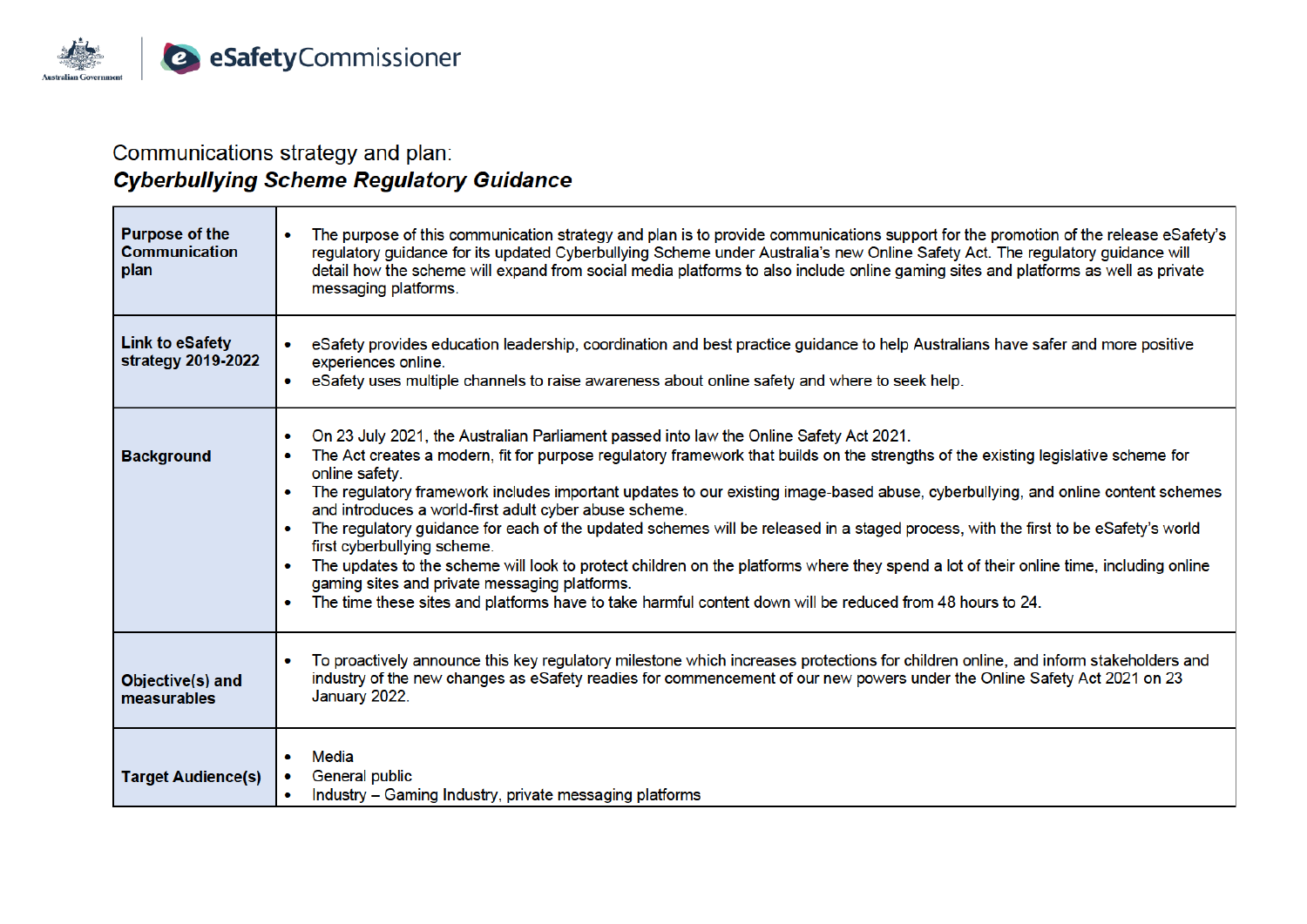Communications strategy and plan:

## *Cyberbullying Scheme Regulatory Guidance*

| | |
|---|---|
| **Purpose of the Communication plan** | • The purpose of this communication strategy and plan is to provide communications support for the promotion of the release eSafety's regulatory guidance for its updated Cyberbullying Scheme under Australia's new Online Safety Act. The regulatory guidance will detail how the scheme will expand from social media platforms to also include online gaming sites and platforms as well as private messaging platforms. |
| **Link to eSafety strategy 2019-2022** | • eSafety provides education leadership, coordination and best practice guidance to help Australians have safer and more positive experiences online.<br>• eSafety uses multiple channels to raise awareness about online safety and where to seek help. |
| **Background** | • On 23 July 2021, the Australian Parliament passed into law the Online Safety Act 2021.<br>• The Act creates a modern, fit for purpose regulatory framework that builds on the strengths of the existing legislative scheme for online safety.<br>• The regulatory framework includes important updates to our existing image-based abuse, cyberbullying, and online content schemes and introduces a world-first adult cyber abuse scheme.<br>• The regulatory guidance for each of the updated schemes will be released in a staged process, with the first to be eSafety's world first cyberbullying scheme.<br>• The updates to the scheme will look to protect children on the platforms where they spend a lot of their online time, including online gaming sites and private messaging platforms.<br>• The time these sites and platforms have to take harmful content down will be reduced from 48 hours to 24. |
| **Objective(s) and measurables** | • To proactively announce this key regulatory milestone which increases protections for children online, and inform stakeholders and industry of the new changes as eSafety readies for commencement of our new powers under the Online Safety Act 2021 on 23 January 2022. |
| **Target Audience(s)** | • Media<br>• General public<br>• Industry – Gaming Industry, private messaging platforms |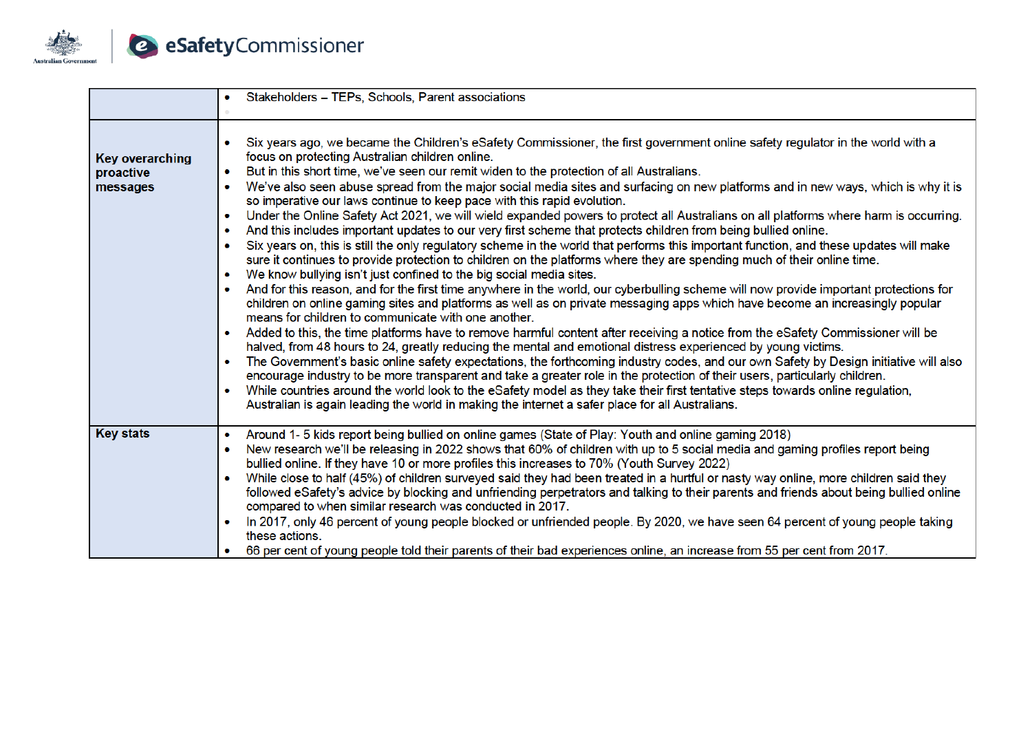| | |
|---|---|
| | • Stakeholders – TEPs, Schools, Parent associations |
| **Key overarching proactive messages** | • Six years ago, we became the Children's eSafety Commissioner, the first government online safety regulator in the world with a focus on protecting Australian children online.<br>• But in this short time, we've seen our remit widen to the protection of all Australians.<br>• We've also seen abuse spread from the major social media sites and surfacing on new platforms and in new ways, which is why it is so imperative our laws continue to keep pace with this rapid evolution.<br>• Under the Online Safety Act 2021, we will wield expanded powers to protect all Australians on all platforms where harm is occurring.<br>• And this includes important updates to our very first scheme that protects children from being bullied online.<br>• Six years on, this is still the only regulatory scheme in the world that performs this important function, and these updates will make sure it continues to provide protection to children on the platforms where they are spending much of their online time.<br>• We know bullying isn't just confined to the big social media sites.<br>• And for this reason, and for the first time anywhere in the world, our cyberbulling scheme will now provide important protections for children on online gaming sites and platforms as well as on private messaging apps which have become an increasingly popular means for children to communicate with one another.<br>• Added to this, the time platforms have to remove harmful content after receiving a notice from the eSafety Commissioner will be halved, from 48 hours to 24, greatly reducing the mental and emotional distress experienced by young victims.<br>• The Government's basic online safety expectations, the forthcoming industry codes, and our own Safety by Design initiative will also encourage industry to be more transparent and take a greater role in the protection of their users, particularly children.<br>• While countries around the world look to the eSafety model as they take their first tentative steps towards online regulation, Australian is again leading the world in making the internet a safer place for all Australians. |
| **Key stats** | • Around 1- 5 kids report being bullied on online games (State of Play: Youth and online gaming 2018)<br>• New research we'll be releasing in 2022 shows that 60% of children with up to 5 social media and gaming profiles report being bullied online. If they have 10 or more profiles this increases to 70% (Youth Survey 2022)<br>• While close to half (45%) of children surveyed said they had been treated in a hurtful or nasty way online, more children said they followed eSafety's advice by blocking and unfriending perpetrators and talking to their parents and friends about being bullied online compared to when similar research was conducted in 2017.<br>• In 2017, only 46 percent of young people blocked or unfriended people. By 2020, we have seen 64 percent of young people taking these actions.<br>• 66 per cent of young people told their parents of their bad experiences online, an increase from 55 per cent from 2017. |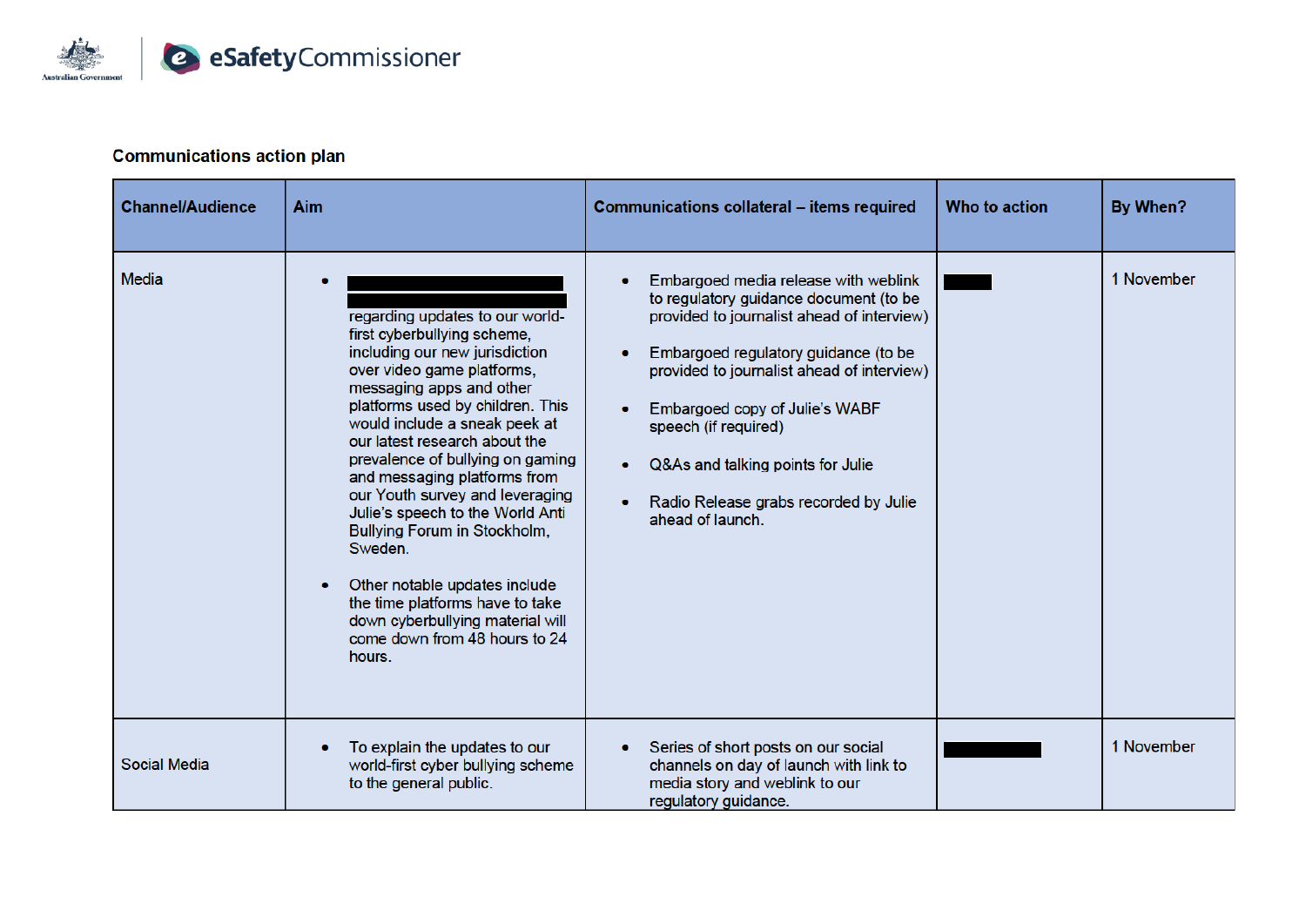### Communications action plan

| Channel/Audience | Aim | Communications collateral – items required | Who to action | By When? |
|---|---|---|---|---|
| Media | • [REDACTED] regarding updates to our world-first cyberbullying scheme, including our new jurisdiction over video game platforms, messaging apps and other platforms used by children. This would include a sneak peek at our latest research about the prevalence of bullying on gaming and messaging platforms from our Youth survey and leveraging Julie's speech to the World Anti Bullying Forum in Stockholm, Sweden.<br><br>• Other notable updates include the time platforms have to take down cyberbullying material will come down from 48 hours to 24 hours. | • Embargoed media release with weblink to regulatory guidance document (to be provided to journalist ahead of interview)<br><br>• Embargoed regulatory guidance (to be provided to journalist ahead of interview)<br><br>• Embargoed copy of Julie's WABF speech (if required)<br><br>• Q&As and talking points for Julie<br><br>• Radio Release grabs recorded by Julie ahead of launch. | [REDACTED] | 1 November |
| Social Media | • To explain the updates to our world-first cyber bullying scheme to the general public. | • Series of short posts on our social channels on day of launch with link to media story and weblink to our regulatory guidance. | [REDACTED] | 1 November |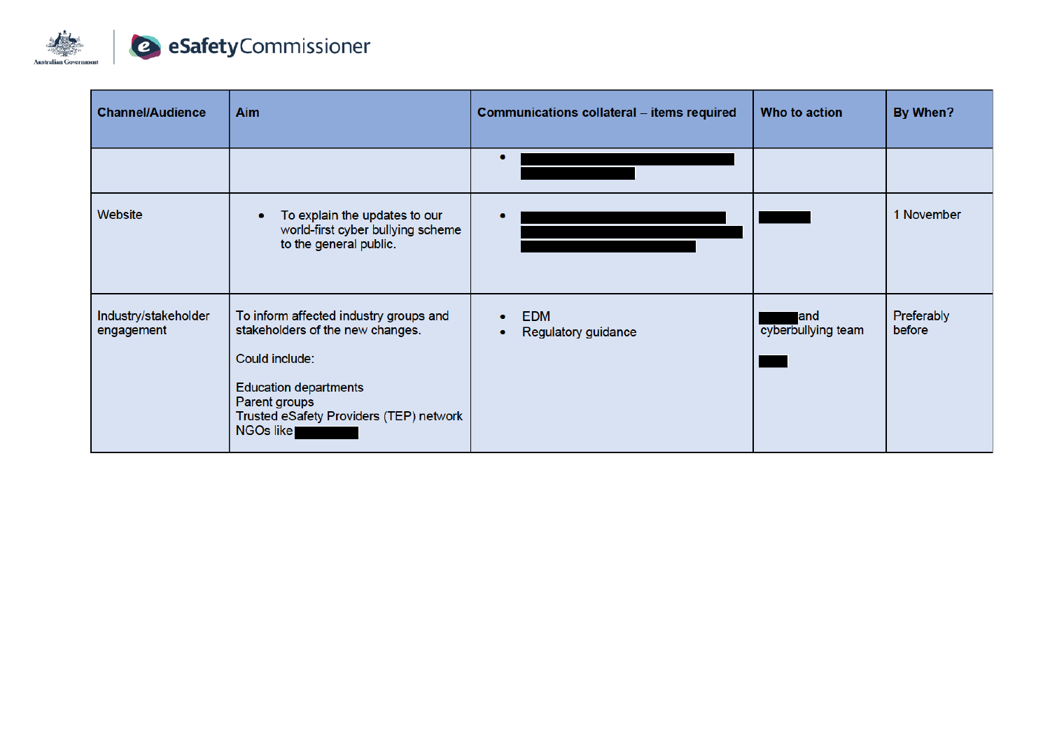| Channel/Audience | Aim | Communications collateral – items required | Who to action | By When? |
|---|---|---|---|---|
| | | • [redacted] | | |
| Website | • To explain the updates to our world-first cyber bullying scheme to the general public. | • [redacted] | [redacted] | 1 November |
| Industry/stakeholder engagement | To inform affected industry groups and stakeholders of the new changes.<br><br>Could include:<br><br>Education departments<br>Parent groups<br>Trusted eSafety Providers (TEP) network<br>NGOs like [redacted] | • EDM<br>• Regulatory guidance | [redacted] and cyberbullying team<br><br>[redacted] | Preferably before |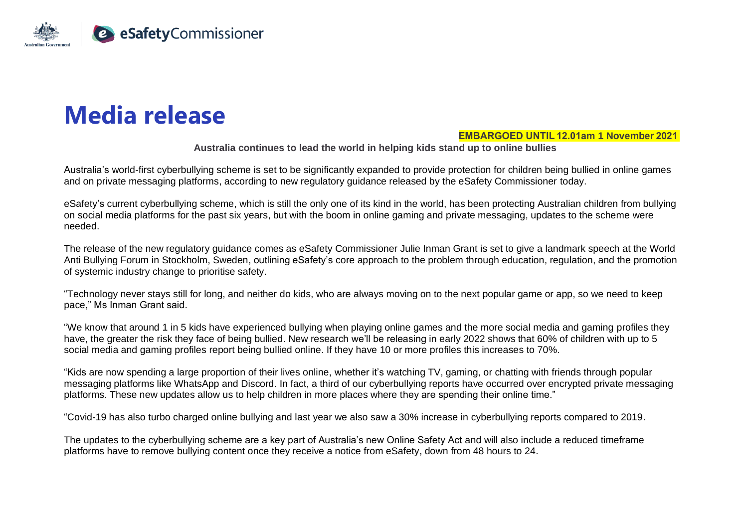# Media release

**EMBARGOED UNTIL 12.01am 1 November 2021**

**Australia continues to lead the world in helping kids stand up to online bullies**

Australia's world-first cyberbullying scheme is set to be significantly expanded to provide protection for children being bullied in online games and on private messaging platforms, according to new regulatory guidance released by the eSafety Commissioner today.

eSafety's current cyberbullying scheme, which is still the only one of its kind in the world, has been protecting Australian children from bullying on social media platforms for the past six years, but with the boom in online gaming and private messaging, updates to the scheme were needed.

The release of the new regulatory guidance comes as eSafety Commissioner Julie Inman Grant is set to give a landmark speech at the World Anti Bullying Forum in Stockholm, Sweden, outlining eSafety's core approach to the problem through education, regulation, and the promotion of systemic industry change to prioritise safety.

"Technology never stays still for long, and neither do kids, who are always moving on to the next popular game or app, so we need to keep pace," Ms Inman Grant said.

"We know that around 1 in 5 kids have experienced bullying when playing online games and the more social media and gaming profiles they have, the greater the risk they face of being bullied. New research we'll be releasing in early 2022 shows that 60% of children with up to 5 social media and gaming profiles report being bullied online. If they have 10 or more profiles this increases to 70%.

"Kids are now spending a large proportion of their lives online, whether it's watching TV, gaming, or chatting with friends through popular messaging platforms like WhatsApp and Discord. In fact, a third of our cyberbullying reports have occurred over encrypted private messaging platforms. These new updates allow us to help children in more places where they are spending their online time."

"Covid-19 has also turbo charged online bullying and last year we also saw a 30% increase in cyberbullying reports compared to 2019.

The updates to the cyberbullying scheme are a key part of Australia's new Online Safety Act and will also include a reduced timeframe platforms have to remove bullying content once they receive a notice from eSafety, down from 48 hours to 24.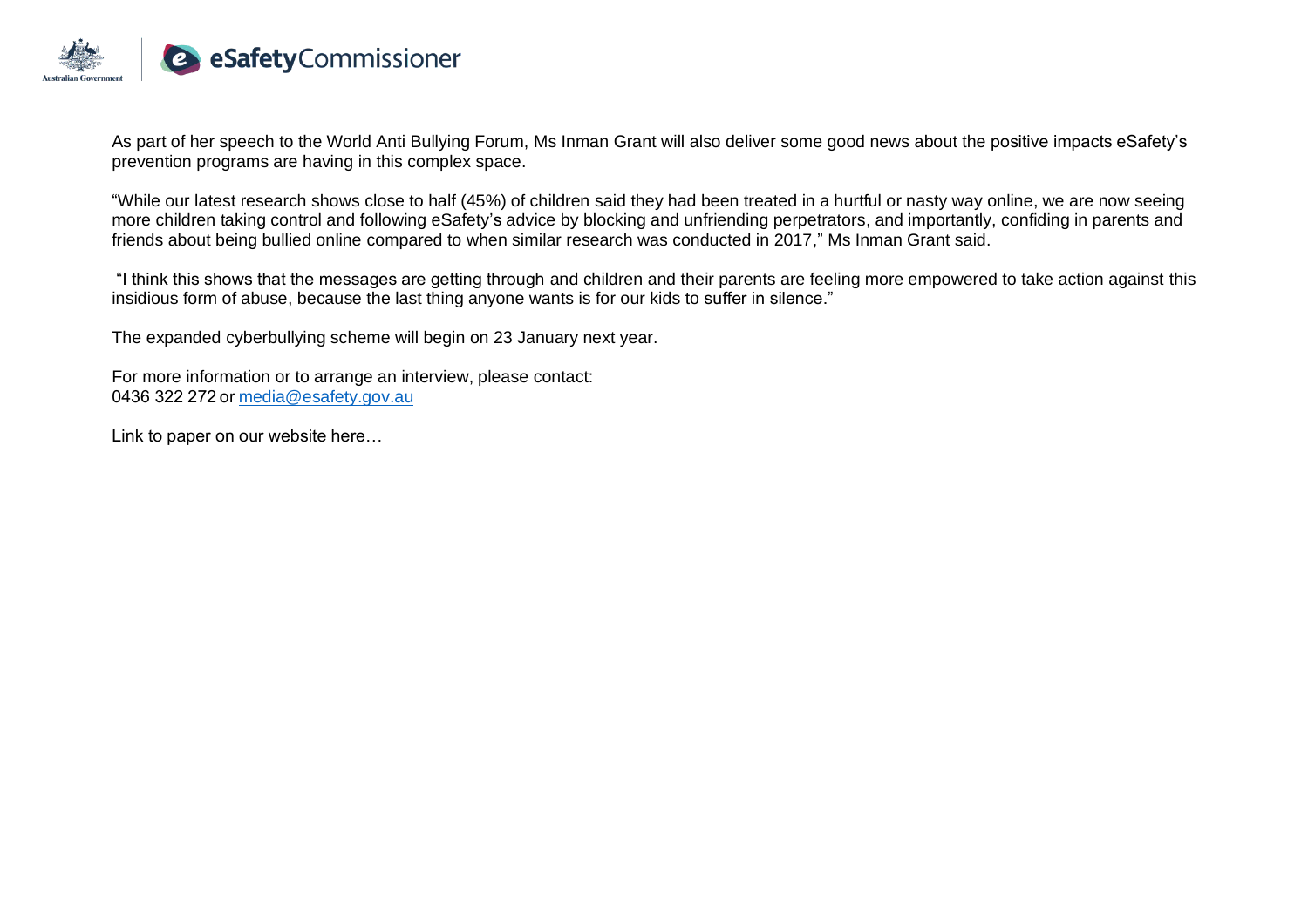As part of her speech to the World Anti Bullying Forum, Ms Inman Grant will also deliver some good news about the positive impacts eSafety's prevention programs are having in this complex space.

"While our latest research shows close to half (45%) of children said they had been treated in a hurtful or nasty way online, we are now seeing more children taking control and following eSafety's advice by blocking and unfriending perpetrators, and importantly, confiding in parents and friends about being bullied online compared to when similar research was conducted in 2017," Ms Inman Grant said.

"I think this shows that the messages are getting through and children and their parents are feeling more empowered to take action against this insidious form of abuse, because the last thing anyone wants is for our kids to suffer in silence."

The expanded cyberbullying scheme will begin on 23 January next year.

For more information or to arrange an interview, please contact:
0436 322 272 or media@esafety.gov.au

Link to paper on our website here…